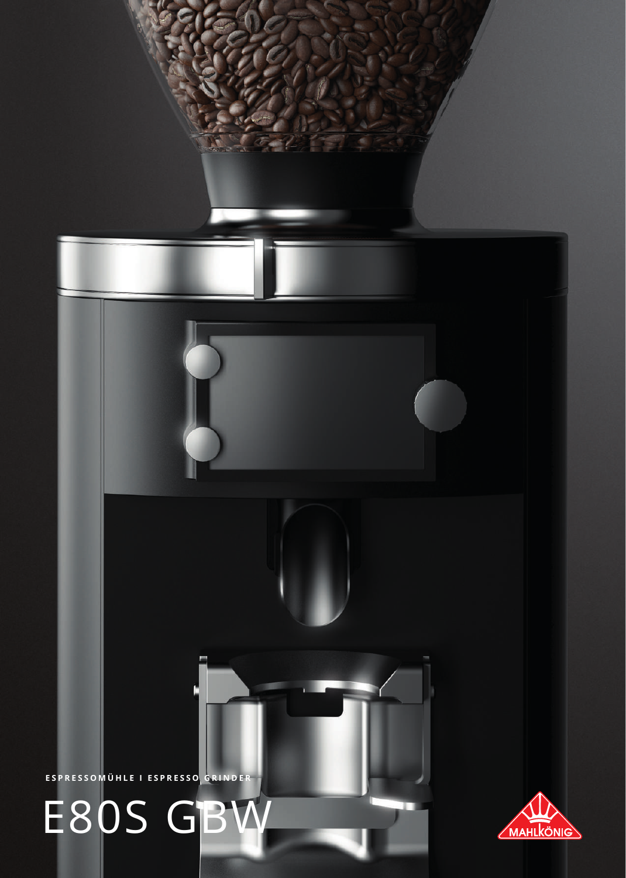ESPRESSOMÜHLE I ESPRESSO GRINDER

# E80S GBW

MAHLKÖNIG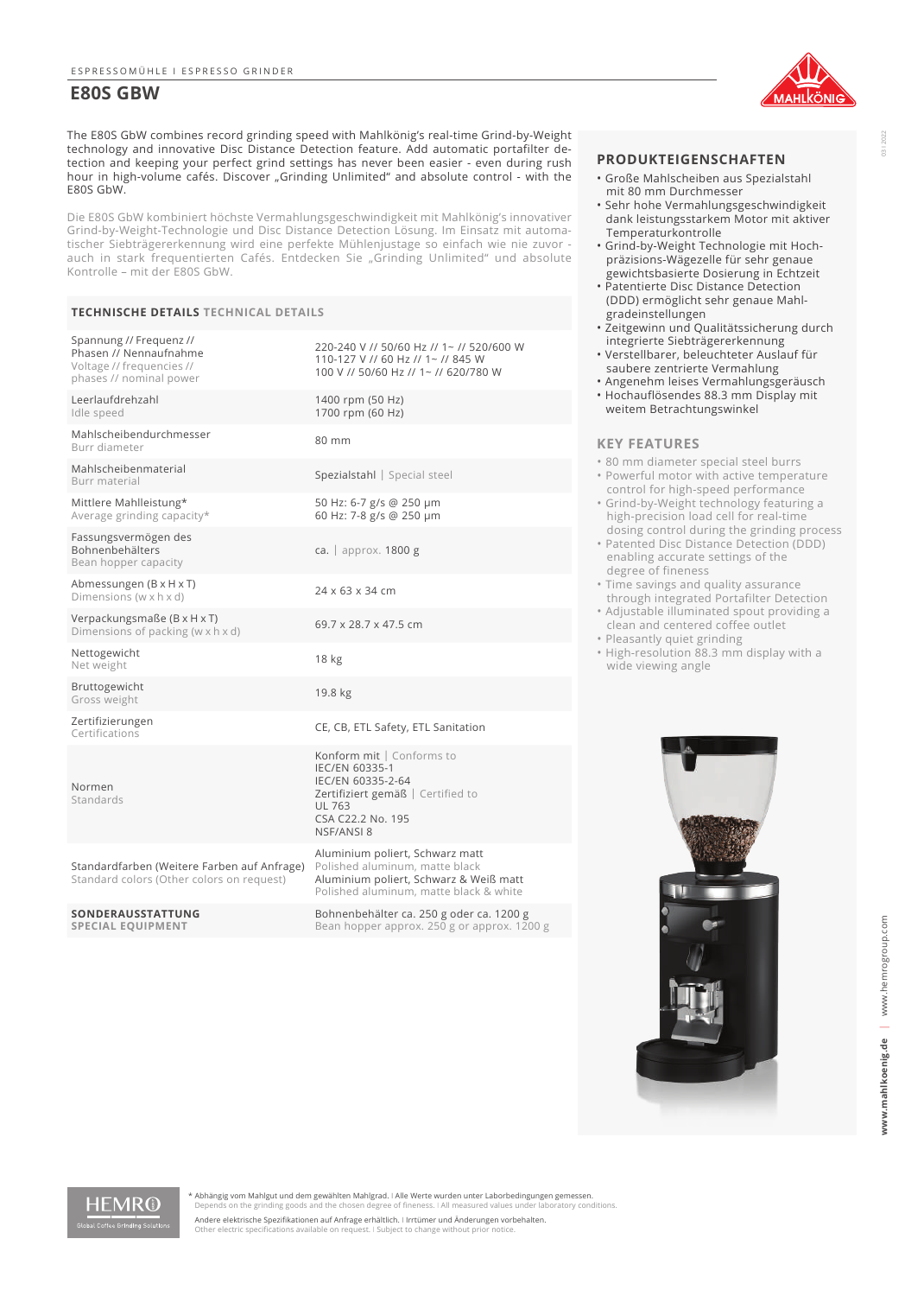ESPRESSOMÜHLE I ESPRESSO GRINDER

# E80S GBW

The E80S GbW combines record grinding speed with Mahlkönig's real-time Grind-by-Weight technology and innovative Disc Distance Detection feature. Add automatic portafilter detection and keeping your perfect grind settings has never been easier - even during rush hour in high-volume cafés. Discover „Grinding Unlimited" and absolute control - with the E80S GbW.

Die E80S GbW kombiniert höchste Vermahlungsgeschwindigkeit mit Mahlkönig's innovativer Grind-by-Weight-Technologie und Disc Distance Detection Lösung. Im Einsatz mit automatischer Siebträgererkennung wird eine perfekte Mühlenjustage so einfach wie nie zuvor - auch in stark frequentierten Cafés. Entdecken Sie „Grinding Unlimited" und absolute Kontrolle – mit der E80S GbW.

## TECHNISCHE DETAILS TECHNICAL DETAILS

| | |
|---|---|
| Spannung // Frequenz // Phasen // Nennaufnahme<br>Voltage // frequencies // phases // nominal power | 220-240 V // 50/60 Hz // 1~ // 520/600 W<br>110-127 V // 60 Hz // 1~ // 845 W<br>100 V // 50/60 Hz // 1~ // 620/780 W |
| Leerlaufdrehzahl<br>Idle speed | 1400 rpm (50 Hz)<br>1700 rpm (60 Hz) |
| Mahlscheibendurchmesser<br>Burr diameter | 80 mm |
| Mahlscheibenmaterial<br>Burr material | Spezialstahl \| Special steel |
| Mittlere Mahlleistung*<br>Average grinding capacity* | 50 Hz: 6-7 g/s @ 250 µm<br>60 Hz: 7-8 g/s @ 250 µm |
| Fassungsvermögen des Bohnenbehälters<br>Bean hopper capacity | ca. \| approx. 1800 g |
| Abmessungen (B x H x T)<br>Dimensions (w x h x d) | 24 x 63 x 34 cm |
| Verpackungsmaße (B x H x T)<br>Dimensions of packing (w x h x d) | 69.7 x 28.7 x 47.5 cm |
| Nettogewicht<br>Net weight | 18 kg |
| Bruttogewicht<br>Gross weight | 19.8 kg |
| Zertifizierungen<br>Certifications | CE, CB, ETL Safety, ETL Sanitation |
| Normen<br>Standards | Konform mit \| Conforms to<br>IEC/EN 60335-1<br>IEC/EN 60335-2-64<br>Zertifiziert gemäß \| Certified to<br>UL 763<br>CSA C22.2 No. 195<br>NSF/ANSI 8 |
| Standardfarben (Weitere Farben auf Anfrage)<br>Standard colors (Other colors on request) | Aluminium poliert, Schwarz matt<br>Polished aluminum, matte black<br>Aluminium poliert, Schwarz & Weiß matt<br>Polished aluminum, matte black & white |
| **SONDERAUSSTATTUNG**<br>**SPECIAL EQUIPMENT** | Bohnenbehälter ca. 250 g oder ca. 1200 g<br>Bean hopper approx. 250 g or approx. 1200 g |

## PRODUKTEIGENSCHAFTEN

- Große Mahlscheiben aus Spezialstahl mit 80 mm Durchmesser
- Sehr hohe Vermahlungsgeschwindigkeit dank leistungsstarkem Motor mit aktiver Temperaturkontrolle
- Grind-by-Weight Technologie mit Hochpräzisions-Wägezelle für sehr genaue gewichtsbasierte Dosierung in Echtzeit
- Patentierte Disc Distance Detection (DDD) ermöglicht sehr genaue Mahlgradeinstellungen
- Zeitgewinn und Qualitätssicherung durch integrierte Siebträgererkennung
- Verstellbarer, beleuchteter Auslauf für saubere zentrierte Vermahlung
- Angenehm leises Vermahlungsgeräusch
- Hochauflösendes 88.3 mm Display mit weitem Betrachtungswinkel

## KEY FEATURES

- 80 mm diameter special steel burrs
- Powerful motor with active temperature control for high-speed performance
- Grind-by-Weight technology featuring a high-precision load cell for real-time dosing control during the grinding process
- Patented Disc Distance Detection (DDD) enabling accurate settings of the degree of fineness
- Time savings and quality assurance through integrated Portafilter Detection
- Adjustable illuminated spout providing a clean and centered coffee outlet
- Pleasantly quiet grinding
- High-resolution 88.3 mm display with a wide viewing angle

www.mahlkoenig.de | www.hemrogroup.com

HEMRO Global Coffee Grinding Solutions

\* Abhängig vom Mahlgut und dem gewählten Mahlgrad. I Alle Werte wurden unter Laborbedingungen gemessen.
Depends on the grinding goods and the chosen degree of fineness. I All measured values under laboratory conditions.

Andere elektrische Spezifikationen auf Anfrage erhältlich. I Irrtümer und Änderungen vorbehalten.
Other electric specifications available on request. I Subject to change without prior notice.